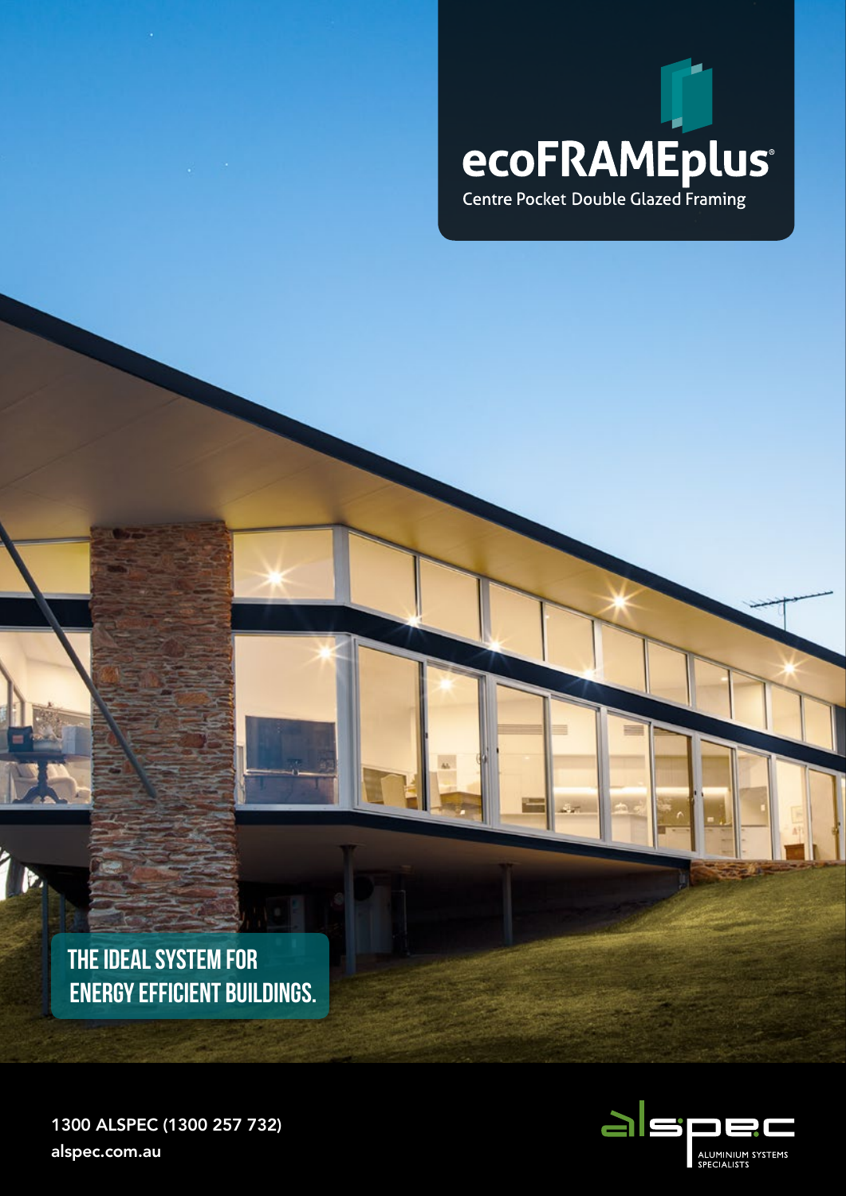# ecoFRAMEplus®

Centre Pocket Double Glazed Framing

**THE IDEAL SYSTEM FOR ENERGY EFFICIENT BUILDINGS.**

1300 ALSPEC (1300 257 732)
alspec.com.au

alspec ALUMINIUM SYSTEMS SPECIALISTS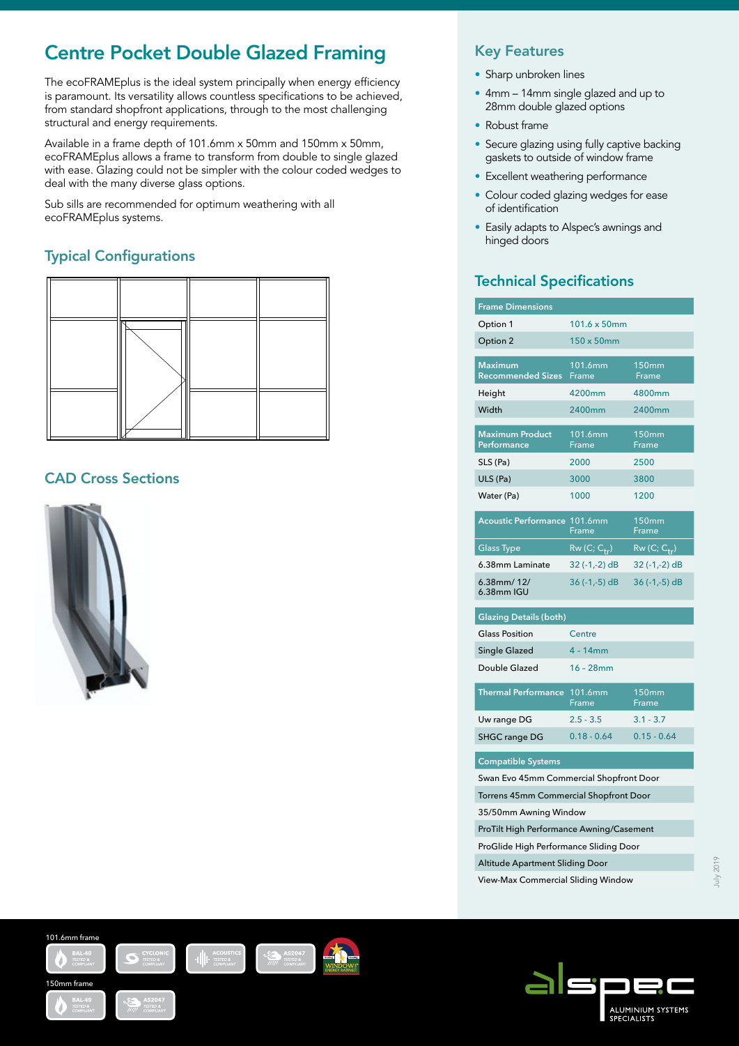# Centre Pocket Double Glazed Framing

The ecoFRAMEplus is the ideal system principally when energy efficiency is paramount. Its versatility allows countless specifications to be achieved, from standard shopfront applications, through to the most challenging structural and energy requirements.

Available in a frame depth of 101.6mm x 50mm and 150mm x 50mm, ecoFRAMEplus allows a frame to transform from double to single glazed with ease. Glazing could not be simpler with the colour coded wedges to deal with the many diverse glass options.

Sub sills are recommended for optimum weathering with all ecoFRAMEplus systems.

## Typical Configurations

## CAD Cross Sections

## Key Features

- Sharp unbroken lines
- 4mm – 14mm single glazed and up to 28mm double glazed options
- Robust frame
- Secure glazing using fully captive backing gaskets to outside of window frame
- Excellent weathering performance
- Colour coded glazing wedges for ease of identification
- Easily adapts to Alspec's awnings and hinged doors

## Technical Specifications

| Frame Dimensions | | |
|---|---|---|
| Option 1 | 101.6 x 50mm | |
| Option 2 | 150 x 50mm | |

| Maximum Recommended Sizes | 101.6mm Frame | 150mm Frame |
|---|---|---|
| Height | 4200mm | 4800mm |
| Width | 2400mm | 2400mm |

| Maximum Product Performance | 101.6mm Frame | 150mm Frame |
|---|---|---|
| SLS (Pa) | 2000 | 2500 |
| ULS (Pa) | 3000 | 3800 |
| Water (Pa) | 1000 | 1200 |

| Acoustic Performance | 101.6mm Frame | 150mm Frame |
|---|---|---|
| Glass Type | Rw (C; $C_{tr}$) | Rw (C; $C_{tr}$) |
| 6.38mm Laminate | 32 (-1,-2) dB | 32 (-1,-2) dB |
| 6.38mm/ 12/ 6.38mm IGU | 36 (-1,-5) dB | 36 (-1,-5) dB |

| Glazing Details (both) | |
|---|---|
| Glass Position | Centre |
| Single Glazed | 4 - 14mm |
| Double Glazed | 16 - 28mm |

| Thermal Performance | 101.6mm Frame | 150mm Frame |
|---|---|---|
| Uw range DG | 2.5 - 3.5 | 3.1 - 3.7 |
| SHGC range DG | 0.18 - 0.64 | 0.15 - 0.64 |

| Compatible Systems |
|---|
| Swan Evo 45mm Commercial Shopfront Door |
| Torrens 45mm Commercial Shopfront Door |
| 35/50mm Awning Window |
| ProTilt High Performance Awning/Casement |
| ProGlide High Performance Sliding Door |
| Altitude Apartment Sliding Door |
| View-Max Commercial Sliding Window |

July 2019

101.6mm frame

BAL-40 TESTED & COMPLIANT
CYCLONIC TESTED & COMPLIANT
ACOUSTICS TESTED & COMPLIANT
AS2047 TESTED & COMPLIANT
WINDOW ENERGY RATING

150mm frame

BAL-40 TESTED & COMPLIANT
AS2047 TESTED & COMPLIANT

alspec ALUMINIUM SYSTEMS SPECIALISTS